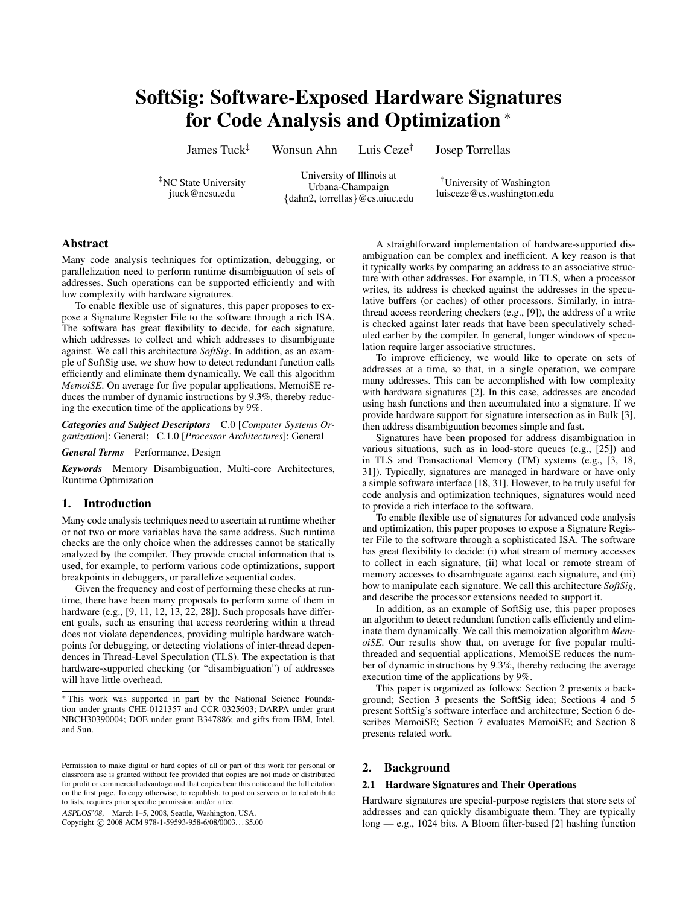# SoftSig: Software-Exposed Hardware Signatures for Code Analysis and Optimization *

James Tuck‡ Wonsun Ahn Luis Ceze† Josep Torrellas

‡NC State University
jtuck@ncsu.edu

University of Illinois at Urbana-Champaign
{dahn2, torrellas}@cs.uiuc.edu

†University of Washington
luisceze@cs.washington.edu

## Abstract

Many code analysis techniques for optimization, debugging, or parallelization need to perform runtime disambiguation of sets of addresses. Such operations can be supported efficiently and with low complexity with hardware signatures.

To enable flexible use of signatures, this paper proposes to expose a Signature Register File to the software through a rich ISA. The software has great flexibility to decide, for each signature, which addresses to collect and which addresses to disambiguate against. We call this architecture *SoftSig*. In addition, as an example of SoftSig use, we show how to detect redundant function calls efficiently and eliminate them dynamically. We call this algorithm *MemoiSE*. On average for five popular applications, MemoiSE reduces the number of dynamic instructions by 9.3%, thereby reducing the execution time of the applications by 9%.

***Categories and Subject Descriptors*** C.0 [*Computer Systems Organization*]: General; C.1.0 [*Processor Architectures*]: General

***General Terms*** Performance, Design

***Keywords*** Memory Disambiguation, Multi-core Architectures, Runtime Optimization

## 1. Introduction

Many code analysis techniques need to ascertain at runtime whether or not two or more variables have the same address. Such runtime checks are the only choice when the addresses cannot be statically analyzed by the compiler. They provide crucial information that is used, for example, to perform various code optimizations, support breakpoints in debuggers, or parallelize sequential codes.

Given the frequency and cost of performing these checks at runtime, there have been many proposals to perform some of them in hardware (e.g., [9, 11, 12, 13, 22, 28]). Such proposals have different goals, such as ensuring that access reordering within a thread does not violate dependences, providing multiple hardware watchpoints for debugging, or detecting violations of inter-thread dependences in Thread-Level Speculation (TLS). The expectation is that hardware-supported checking (or "disambiguation") of addresses will have little overhead.

A straightforward implementation of hardware-supported disambiguation can be complex and inefficient. A key reason is that it typically works by comparing an address to an associative structure with other addresses. For example, in TLS, when a processor writes, its address is checked against the addresses in the speculative buffers (or caches) of other processors. Similarly, in intra-thread access reordering checkers (e.g., [9]), the address of a write is checked against later reads that have been speculatively scheduled earlier by the compiler. In general, longer windows of speculation require larger associative structures.

To improve efficiency, we would like to operate on sets of addresses at a time, so that, in a single operation, we compare many addresses. This can be accomplished with low complexity with hardware signatures [2]. In this case, addresses are encoded using hash functions and then accumulated into a signature. If we provide hardware support for signature intersection as in Bulk [3], then address disambiguation becomes simple and fast.

Signatures have been proposed for address disambiguation in various situations, such as in load-store queues (e.g., [25]) and in TLS and Transactional Memory (TM) systems (e.g., [3, 18, 31]). Typically, signatures are managed in hardware or have only a simple software interface [18, 31]. However, to be truly useful for code analysis and optimization techniques, signatures would need to provide a rich interface to the software.

To enable flexible use of signatures for advanced code analysis and optimization, this paper proposes to expose a Signature Register File to the software through a sophisticated ISA. The software has great flexibility to decide: (i) what stream of memory accesses to collect in each signature, (ii) what local or remote stream of memory accesses to disambiguate against each signature, and (iii) how to manipulate each signature. We call this architecture *SoftSig*, and describe the processor extensions needed to support it.

In addition, as an example of SoftSig use, this paper proposes an algorithm to detect redundant function calls efficiently and eliminate them dynamically. We call this memoization algorithm *MemoiSE*. Our results show that, on average for five popular multithreaded and sequential applications, MemoiSE reduces the number of dynamic instructions by 9.3%, thereby reducing the average execution time of the applications by 9%.

This paper is organized as follows: Section 2 presents a background; Section 3 presents the SoftSig idea; Sections 4 and 5 present SoftSig's software interface and architecture; Section 6 describes MemoiSE; Section 7 evaluates MemoiSE; and Section 8 presents related work.

## 2. Background

### 2.1 Hardware Signatures and Their Operations

Hardware signatures are special-purpose registers that store sets of addresses and can quickly disambiguate them. They are typically long — e.g., 1024 bits. A Bloom filter-based [2] hashing function

---

* This work was supported in part by the National Science Foundation under grants CHE-0121357 and CCR-0325603; DARPA under grant NBCH30390004; DOE under grant B347886; and gifts from IBM, Intel, and Sun.

Permission to make digital or hard copies of all or part of this work for personal or classroom use is granted without fee provided that copies are not made or distributed for profit or commercial advantage and that copies bear this notice and the full citation on the first page. To copy otherwise, to republish, to post on servers or to redistribute to lists, requires prior specific permission and/or a fee.

*ASPLOS'08*, March 1–5, 2008, Seattle, Washington, USA.
Copyright © 2008 ACM 978-1-59593-958-6/08/0003...$5.00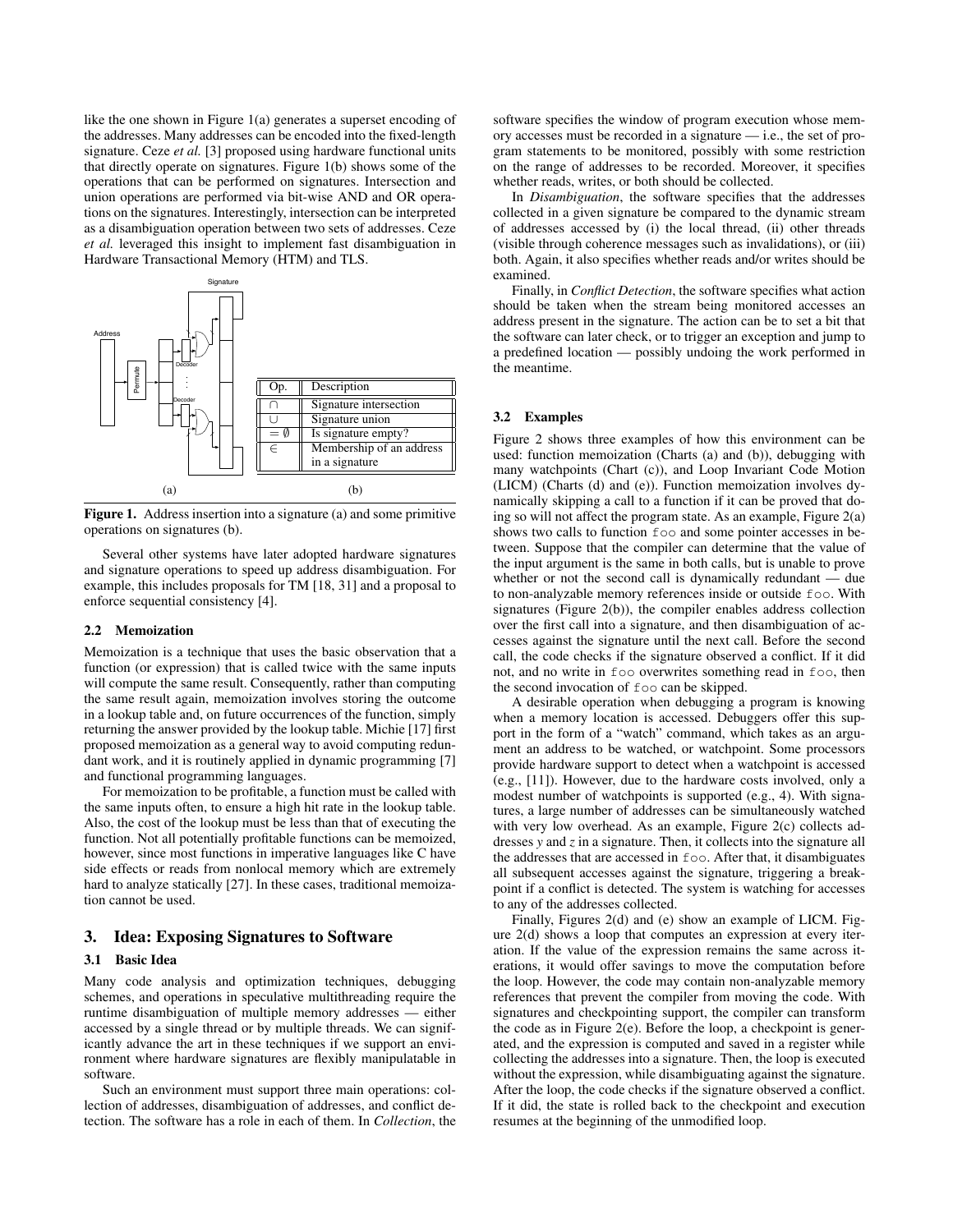like the one shown in Figure 1(a) generates a superset encoding of the addresses. Many addresses can be encoded into the fixed-length signature. Ceze *et al.* [3] proposed using hardware functional units that directly operate on signatures. Figure 1(b) shows some of the operations that can be performed on signatures. Intersection and union operations are performed via bit-wise AND and OR operations on the signatures. Interestingly, intersection can be interpreted as a disambiguation operation between two sets of addresses. Ceze *et al.* leveraged this insight to implement fast disambiguation in Hardware Transactional Memory (HTM) and TLS.

| Op. | Description |
|---|---|
| $\cap$ | Signature intersection |
| $\cup$ | Signature union |
| $= \emptyset$ | Is signature empty? |
| $\in$ | Membership of an address in a signature |

**Figure 1.** Address insertion into a signature (a) and some primitive operations on signatures (b).

Several other systems have later adopted hardware signatures and signature operations to speed up address disambiguation. For example, this includes proposals for TM [18, 31] and a proposal to enforce sequential consistency [4].

### 2.2 Memoization

Memoization is a technique that uses the basic observation that a function (or expression) that is called twice with the same inputs will compute the same result. Consequently, rather than computing the same result again, memoization involves storing the outcome in a lookup table and, on future occurrences of the function, simply returning the answer provided by the lookup table. Michie [17] first proposed memoization as a general way to avoid computing redundant work, and it is routinely applied in dynamic programming [7] and functional programming languages.

For memoization to be profitable, a function must be called with the same inputs often, to ensure a high hit rate in the lookup table. Also, the cost of the lookup must be less than that of executing the function. Not all potentially profitable functions can be memoized, however, since most functions in imperative languages like C have side effects or reads from nonlocal memory which are extremely hard to analyze statically [27]. In these cases, traditional memoization cannot be used.

## 3. Idea: Exposing Signatures to Software

### 3.1 Basic Idea

Many code analysis and optimization techniques, debugging schemes, and operations in speculative multithreading require the runtime disambiguation of multiple memory addresses — either accessed by a single thread or by multiple threads. We can significantly advance the art in these techniques if we support an environment where hardware signatures are flexibly manipulatable in software.

Such an environment must support three main operations: collection of addresses, disambiguation of addresses, and conflict detection. The software has a role in each of them. In *Collection*, the software specifies the window of program execution whose memory accesses must be recorded in a signature — i.e., the set of program statements to be monitored, possibly with some restriction on the range of addresses to be recorded. Moreover, it specifies whether reads, writes, or both should be collected.

In *Disambiguation*, the software specifies that the addresses collected in a given signature be compared to the dynamic stream of addresses accessed by (i) the local thread, (ii) other threads (visible through coherence messages such as invalidations), or (iii) both. Again, it also specifies whether reads and/or writes should be examined.

Finally, in *Conflict Detection*, the software specifies what action should be taken when the stream being monitored accesses an address present in the signature. The action can be to set a bit that the software can later check, or to trigger an exception and jump to a predefined location — possibly undoing the work performed in the meantime.

### 3.2 Examples

Figure 2 shows three examples of how this environment can be used: function memoization (Charts (a) and (b)), debugging with many watchpoints (Chart (c)), and Loop Invariant Code Motion (LICM) (Charts (d) and (e)). Function memoization involves dynamically skipping a call to a function if it can be proved that doing so will not affect the program state. As an example, Figure 2(a) shows two calls to function `foo` and some pointer accesses in between. Suppose that the compiler can determine that the value of the input argument is the same in both calls, but is unable to prove whether or not the second call is dynamically redundant — due to non-analyzable memory references inside or outside `foo`. With signatures (Figure 2(b)), the compiler enables address collection over the first call into a signature, and then disambiguation of accesses against the signature until the next call. Before the second call, the code checks if the signature observed a conflict. If it did not, and no write in `foo` overwrites something read in `foo`, then the second invocation of `foo` can be skipped.

A desirable operation when debugging a program is knowing when a memory location is accessed. Debuggers offer this support in the form of a "watch" command, which takes as an argument an address to be watched, or watchpoint. Some processors provide hardware support to detect when a watchpoint is accessed (e.g., [11]). However, due to the hardware costs involved, only a modest number of watchpoints is supported (e.g., 4). With signatures, a large number of addresses can be simultaneously watched with very low overhead. As an example, Figure 2(c) collects addresses *y* and *z* in a signature. Then, it collects into the signature all the addresses that are accessed in `foo`. After that, it disambiguates all subsequent accesses against the signature, triggering a breakpoint if a conflict is detected. The system is watching for accesses to any of the addresses collected.

Finally, Figures 2(d) and (e) show an example of LICM. Figure 2(d) shows a loop that computes an expression at every iteration. If the value of the expression remains the same across iterations, it would offer savings to move the computation before the loop. However, the code may contain non-analyzable memory references that prevent the compiler from moving the code. With signatures and checkpointing support, the compiler can transform the code as in Figure 2(e). Before the loop, a checkpoint is generated, and the expression is computed and saved in a register while collecting the addresses into a signature. Then, the loop is executed without the expression, while disambiguating against the signature. After the loop, the code checks if the signature observed a conflict. If it did, the state is rolled back to the checkpoint and execution resumes at the beginning of the unmodified loop.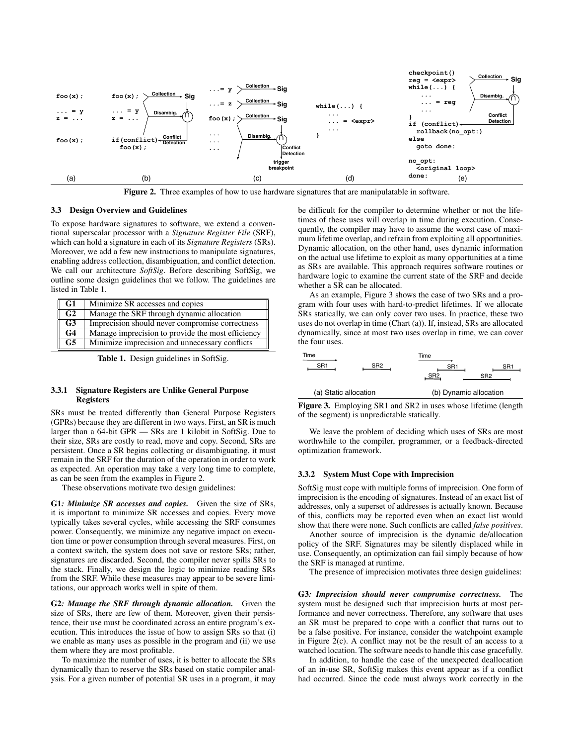```
foo(x);

... = y
z = ...

foo(x);
```
(a)

```
foo(x);        Collection → Sig
... = y        Disambig. → ∩
z = ...

if(conflict) ← Conflict Detection
  foo(x);
```
(b)

```
...= y       Collection → Sig
...= z       Collection → Sig
foo(x);      Collection → Sig
...          Disambig. → ∩
...          Conflict Detection
...          trigger breakpoint
```
(c)

```
while(...) {
  ...
  ... = <expr>
  ...
}
```
(d)

```
checkpoint()                Collection → Sig
reg = <expr>
while(...) {
  ...                       Disambig. → ∩
  ... = reg
  ...
}                           Conflict Detection
if (conflict)
  rollback(no_opt:)
else
  goto done:

no_opt:
  <original loop>
done:
```
(e)

**Figure 2.** Three examples of how to use hardware signatures that are manipulatable in software.

### 3.3 Design Overview and Guidelines

To expose hardware signatures to software, we extend a conventional superscalar processor with a *Signature Register File* (SRF), which can hold a signature in each of its *Signature Registers* (SRs). Moreover, we add a few new instructions to manipulate signatures, enabling address collection, disambiguation, and conflict detection. We call our architecture *SoftSig*. Before describing SoftSig, we outline some design guidelines that we follow. The guidelines are listed in Table 1.

| | |
|---|---|
| **G1** | Minimize SR accesses and copies |
| **G2** | Manage the SRF through dynamic allocation |
| **G3** | Imprecision should never compromise correctness |
| **G4** | Manage imprecision to provide the most efficiency |
| **G5** | Minimize imprecision and unnecessary conflicts |

**Table 1.** Design guidelines in SoftSig.

#### 3.3.1 Signature Registers are Unlike General Purpose Registers

SRs must be treated differently than General Purpose Registers (GPRs) because they are different in two ways. First, an SR is much larger than a 64-bit GPR — SRs are 1 kilobit in SoftSig. Due to their size, SRs are costly to read, move and copy. Second, SRs are persistent. Once a SR begins collecting or disambiguating, it must remain in the SRF for the duration of the operation in order to work as expected. An operation may take a very long time to complete, as can be seen from the examples in Figure 2.

These observations motivate two design guidelines:

**G1*: Minimize SR accesses and copies.*** Given the size of SRs, it is important to minimize SR accesses and copies. Every move typically takes several cycles, while accessing the SRF consumes power. Consequently, we minimize any negative impact on execution time or power consumption through several measures. First, on a context switch, the system does not save or restore SRs; rather, signatures are discarded. Second, the compiler never spills SRs to the stack. Finally, we design the logic to minimize reading SRs from the SRF. While these measures may appear to be severe limitations, our approach works well in spite of them.

**G2*: Manage the SRF through dynamic allocation.*** Given the size of SRs, there are few of them. Moreover, given their persistence, their use must be coordinated across an entire program's execution. This introduces the issue of how to assign SRs so that (i) we enable as many uses as possible in the program and (ii) we use them where they are most profitable.

To maximize the number of uses, it is better to allocate the SRs dynamically than to reserve the SRs based on static compiler analysis. For a given number of potential SR uses in a program, it may be difficult for the compiler to determine whether or not the lifetimes of these uses will overlap in time during execution. Consequently, the compiler may have to assume the worst case of maximum lifetime overlap, and refrain from exploiting all opportunities. Dynamic allocation, on the other hand, uses dynamic information on the actual use lifetime to exploit as many opportunities at a time as SRs are available. This approach requires software routines or hardware logic to examine the current state of the SRF and decide whether a SR can be allocated.

As an example, Figure 3 shows the case of two SRs and a program with four uses with hard-to-predict lifetimes. If we allocate SRs statically, we can only cover two uses. In practice, these two uses do not overlap in time (Chart (a)). If, instead, SRs are allocated dynamically, since at most two uses overlap in time, we can cover the four uses.

Time
SR1
SR2
(a) Static allocation

Time
SR1
SR1
SR2
SR2
(b) Dynamic allocation

**Figure 3.** Employing SR1 and SR2 in uses whose lifetime (length of the segment) is unpredictable statically.

We leave the problem of deciding which uses of SRs are most worthwhile to the compiler, programmer, or a feedback-directed optimization framework.

#### 3.3.2 System Must Cope with Imprecision

SoftSig must cope with multiple forms of imprecision. One form of imprecision is the encoding of signatures. Instead of an exact list of addresses, only a superset of addresses is actually known. Because of this, conflicts may be reported even when an exact list would show that there were none. Such conflicts are called *false positives*.

Another source of imprecision is the dynamic de/allocation policy of the SRF. Signatures may be silently displaced while in use. Consequently, an optimization can fail simply because of how the SRF is managed at runtime.

The presence of imprecision motivates three design guidelines:

**G3*: Imprecision should never compromise correctness.*** The system must be designed such that imprecision hurts at most performance and never correctness. Therefore, any software that uses an SR must be prepared to cope with a conflict that turns out to be a false positive. For instance, consider the watchpoint example in Figure 2(c). A conflict may not be the result of an access to a watched location. The software needs to handle this case gracefully.

In addition, to handle the case of the unexpected deallocation of an in-use SR, SoftSig makes this event appear as if a conflict had occurred. Since the code must always work correctly in the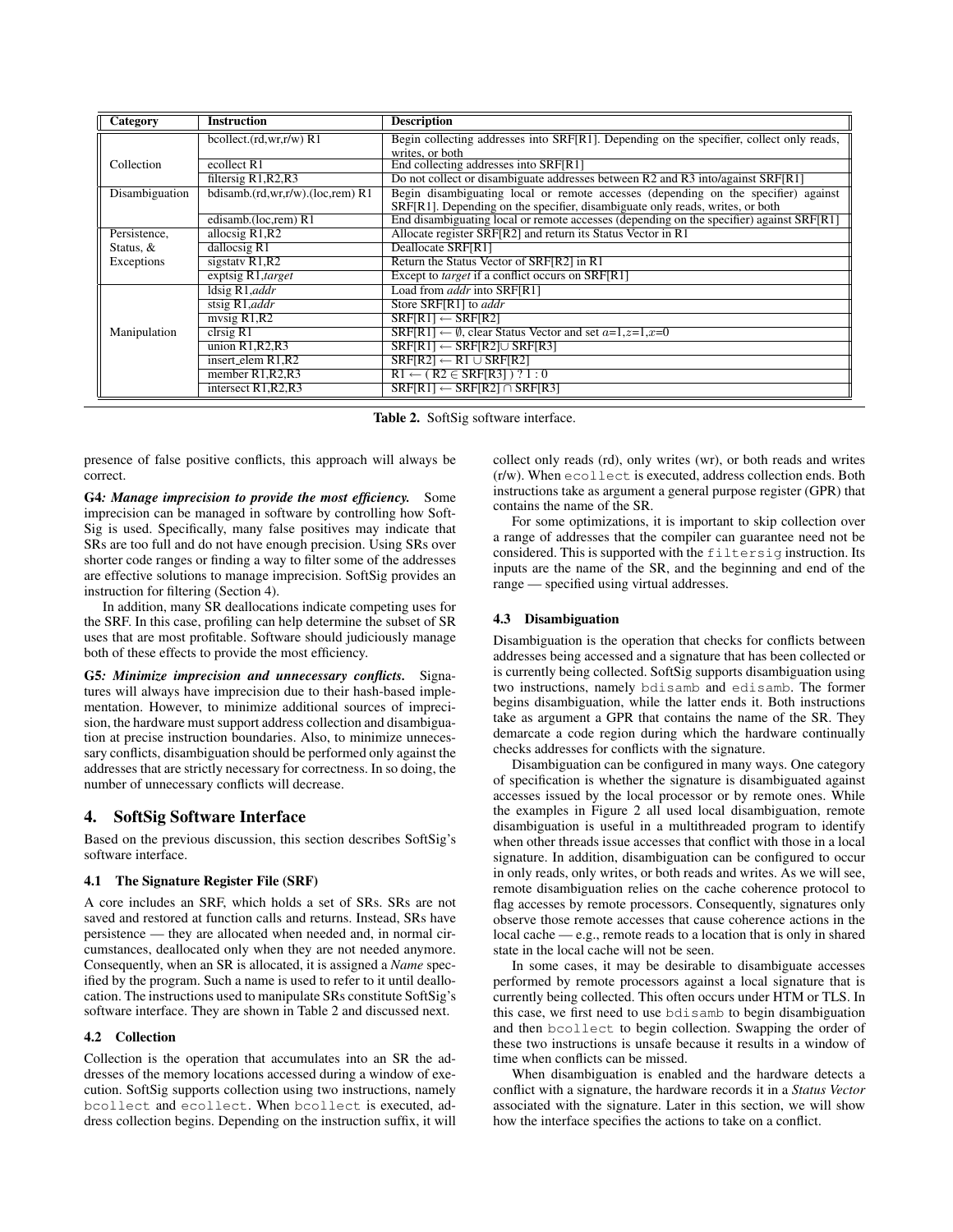| Category | Instruction | Description |
| --- | --- | --- |
| Collection | bcollect.(rd,wr,r/w) R1 | Begin collecting addresses into SRF[R1]. Depending on the specifier, collect only reads, writes, or both |
| | ecollect R1 | End collecting addresses into SRF[R1] |
| | filtersig R1,R2,R3 | Do not collect or disambiguate addresses between R2 and R3 into/against SRF[R1] |
| Disambiguation | bdisamb.(rd,wr,r/w).(loc,rem) R1 | Begin disambiguating local or remote accesses (depending on the specifier) against SRF[R1]. Depending on the specifier, disambiguate only reads, writes, or both |
| | edisamb.(loc,rem) R1 | End disambiguating local or remote accesses (depending on the specifier) against SRF[R1] |
| Persistence, Status, & Exceptions | allocsig R1,R2 | Allocate register SRF[R2] and return its Status Vector in R1 |
| | dallocsig R1 | Deallocate SRF[R1] |
| | sigstatv R1,R2 | Return the Status Vector of SRF[R2] in R1 |
| | exptsig R1,*target* | Except to *target* if a conflict occurs on SRF[R1] |
| Manipulation | ldsig R1,*addr* | Load from *addr* into SRF[R1] |
| | stsig R1,*addr* | Store SRF[R1] to *addr* |
| | mvsig R1,R2 | SRF[R1] $\leftarrow$ SRF[R2] |
| | clrsig R1 | SRF[R1] $\leftarrow \emptyset$, clear Status Vector and set $a$=1,$z$=1,$x$=0 |
| | union R1,R2,R3 | SRF[R1] $\leftarrow$ SRF[R2]$\cup$ SRF[R3] |
| | insert_elem R1,R2 | SRF[R2] $\leftarrow$ R1 $\cup$ SRF[R2] |
| | member R1,R2,R3 | R1 $\leftarrow$ ( R2 $\in$ SRF[R3] ) ? 1 : 0 |
| | intersect R1,R2,R3 | SRF[R1] $\leftarrow$ SRF[R2] $\cap$ SRF[R3] |

**Table 2.** SoftSig software interface.

presence of false positive conflicts, this approach will always be correct.

**G4*: Manage imprecision to provide the most efficiency.*** Some imprecision can be managed in software by controlling how SoftSig is used. Specifically, many false positives may indicate that SRs are too full and do not have enough precision. Using SRs over shorter code ranges or finding a way to filter some of the addresses are effective solutions to manage imprecision. SoftSig provides an instruction for filtering (Section 4).

In addition, many SR deallocations indicate competing uses for the SRF. In this case, profiling can help determine the subset of SR uses that are most profitable. Software should judiciously manage both of these effects to provide the most efficiency.

**G5*: Minimize imprecision and unnecessary conflicts.*** Signatures will always have imprecision due to their hash-based implementation. However, to minimize additional sources of imprecision, the hardware must support address collection and disambiguation at precise instruction boundaries. Also, to minimize unnecessary conflicts, disambiguation should be performed only against the addresses that are strictly necessary for correctness. In so doing, the number of unnecessary conflicts will decrease.

## 4. SoftSig Software Interface

Based on the previous discussion, this section describes SoftSig's software interface.

### 4.1 The Signature Register File (SRF)

A core includes an SRF, which holds a set of SRs. SRs are not saved and restored at function calls and returns. Instead, SRs have persistence — they are allocated when needed and, in normal circumstances, deallocated only when they are not needed anymore. Consequently, when an SR is allocated, it is assigned a *Name* specified by the program. Such a name is used to refer to it until deallocation. The instructions used to manipulate SRs constitute SoftSig's software interface. They are shown in Table 2 and discussed next.

### 4.2 Collection

Collection is the operation that accumulates into an SR the addresses of the memory locations accessed during a window of execution. SoftSig supports collection using two instructions, namely `bcollect` and `ecollect`. When `bcollect` is executed, address collection begins. Depending on the instruction suffix, it will collect only reads (rd), only writes (wr), or both reads and writes (r/w). When `ecollect` is executed, address collection ends. Both instructions take as argument a general purpose register (GPR) that contains the name of the SR.

For some optimizations, it is important to skip collection over a range of addresses that the compiler can guarantee need not be considered. This is supported with the `filtersig` instruction. Its inputs are the name of the SR, and the beginning and end of the range — specified using virtual addresses.

### 4.3 Disambiguation

Disambiguation is the operation that checks for conflicts between addresses being accessed and a signature that has been collected or is currently being collected. SoftSig supports disambiguation using two instructions, namely `bdisamb` and `edisamb`. The former begins disambiguation, while the latter ends it. Both instructions take as argument a GPR that contains the name of the SR. They demarcate a code region during which the hardware continually checks addresses for conflicts with the signature.

Disambiguation can be configured in many ways. One category of specification is whether the signature is disambiguated against accesses issued by the local processor or by remote ones. While the examples in Figure 2 all used local disambiguation, remote disambiguation is useful in a multithreaded program to identify when other threads issue accesses that conflict with those in a local signature. In addition, disambiguation can be configured to occur in only reads, only writes, or both reads and writes. As we will see, remote disambiguation relies on the cache coherence protocol to flag accesses by remote processors. Consequently, signatures only observe those remote accesses that cause coherence actions in the local cache — e.g., remote reads to a location that is only in shared state in the local cache will not be seen.

In some cases, it may be desirable to disambiguate accesses performed by remote processors against a local signature that is currently being collected. This often occurs under HTM or TLS. In this case, we first need to use `bdisamb` to begin disambiguation and then `bcollect` to begin collection. Swapping the order of these two instructions is unsafe because it results in a window of time when conflicts can be missed.

When disambiguation is enabled and the hardware detects a conflict with a signature, the hardware records it in a *Status Vector* associated with the signature. Later in this section, we will show how the interface specifies the actions to take on a conflict.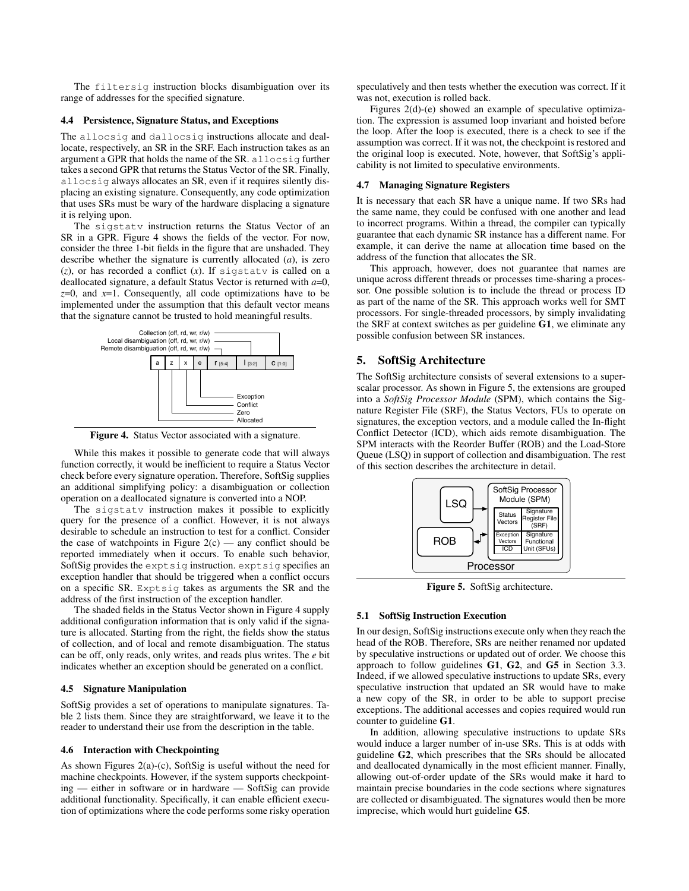The `filtersig` instruction blocks disambiguation over its range of addresses for the specified signature.

### 4.4 Persistence, Signature Status, and Exceptions

The `allocsig` and `dallocsig` instructions allocate and deallocate, respectively, an SR in the SRF. Each instruction takes as an argument a GPR that holds the name of the SR. `allocsig` further takes a second GPR that returns the Status Vector of the SR. Finally, `allocsig` always allocates an SR, even if it requires silently displacing an existing signature. Consequently, any code optimization that uses SRs must be wary of the hardware displacing a signature it is relying upon.

The `sigstatv` instruction returns the Status Vector of an SR in a GPR. Figure 4 shows the fields of the vector. For now, consider the three 1-bit fields in the figure that are unshaded. They describe whether the signature is currently allocated (*a*), is zero (*z*), or has recorded a conflict (*x*). If `sigstatv` is called on a deallocated signature, a default Status Vector is returned with *a*=0, *z*=0, and *x*=1. Consequently, all code optimizations have to be implemented under the assumption that this default vector means that the signature cannot be trusted to hold meaningful results.

Figure 4. Status Vector associated with a signature.

While this makes it possible to generate code that will always function correctly, it would be inefficient to require a Status Vector check before every signature operation. Therefore, SoftSig supplies an additional simplifying policy: a disambiguation or collection operation on a deallocated signature is converted into a NOP.

The `sigstatv` instruction makes it possible to explicitly query for the presence of a conflict. However, it is not always desirable to schedule an instruction to test for a conflict. Consider the case of watchpoints in Figure 2(c) — any conflict should be reported immediately when it occurs. To enable such behavior, SoftSig provides the `exptsig` instruction. `exptsig` specifies an exception handler that should be triggered when a conflict occurs on a specific SR. `Exptsig` takes as arguments the SR and the address of the first instruction of the exception handler.

The shaded fields in the Status Vector shown in Figure 4 supply additional configuration information that is only valid if the signature is allocated. Starting from the right, the fields show the status of collection, and of local and remote disambiguation. The status can be off, only reads, only writes, and reads plus writes. The *e* bit indicates whether an exception should be generated on a conflict.

### 4.5 Signature Manipulation

SoftSig provides a set of operations to manipulate signatures. Table 2 lists them. Since they are straightforward, we leave it to the reader to understand their use from the description in the table.

### 4.6 Interaction with Checkpointing

As shown Figures 2(a)-(c), SoftSig is useful without the need for machine checkpoints. However, if the system supports checkpointing — either in software or in hardware — SoftSig can provide additional functionality. Specifically, it can enable efficient execution of optimizations where the code performs some risky operation speculatively and then tests whether the execution was correct. If it was not, execution is rolled back.

Figures 2(d)-(e) showed an example of speculative optimization. The expression is assumed loop invariant and hoisted before the loop. After the loop is executed, there is a check to see if the assumption was correct. If it was not, the checkpoint is restored and the original loop is executed. Note, however, that SoftSig's applicability is not limited to speculative environments.

### 4.7 Managing Signature Registers

It is necessary that each SR have a unique name. If two SRs had the same name, they could be confused with one another and lead to incorrect programs. Within a thread, the compiler can typically guarantee that each dynamic SR instance has a different name. For example, it can derive the name at allocation time based on the address of the function that allocates the SR.

This approach, however, does not guarantee that names are unique across different threads or processes time-sharing a processor. One possible solution is to include the thread or process ID as part of the name of the SR. This approach works well for SMT processors. For single-threaded processors, by simply invalidating the SRF at context switches as per guideline **G1**, we eliminate any possible confusion between SR instances.

## 5. SoftSig Architecture

The SoftSig architecture consists of several extensions to a superscalar processor. As shown in Figure 5, the extensions are grouped into a *SoftSig Processor Module* (SPM), which contains the Signature Register File (SRF), the Status Vectors, FUs to operate on signatures, the exception vectors, and a module called the In-flight Conflict Detector (ICD), which aids remote disambiguation. The SPM interacts with the Reorder Buffer (ROB) and the Load-Store Queue (LSQ) in support of collection and disambiguation. The rest of this section describes the architecture in detail.

Figure 5. SoftSig architecture.

### 5.1 SoftSig Instruction Execution

In our design, SoftSig instructions execute only when they reach the head of the ROB. Therefore, SRs are neither renamed nor updated by speculative instructions or updated out of order. We choose this approach to follow guidelines **G1**, **G2**, and **G5** in Section 3.3. Indeed, if we allowed speculative instructions to update SRs, every speculative instruction that updated an SR would have to make a new copy of the SR, in order to be able to support precise exceptions. The additional accesses and copies required would run counter to guideline **G1**.

In addition, allowing speculative instructions to update SRs would induce a larger number of in-use SRs. This is at odds with guideline **G2**, which prescribes that the SRs should be allocated and deallocated dynamically in the most efficient manner. Finally, allowing out-of-order update of the SRs would make it hard to maintain precise boundaries in the code sections where signatures are collected or disambiguated. The signatures would then be more imprecise, which would hurt guideline **G5**.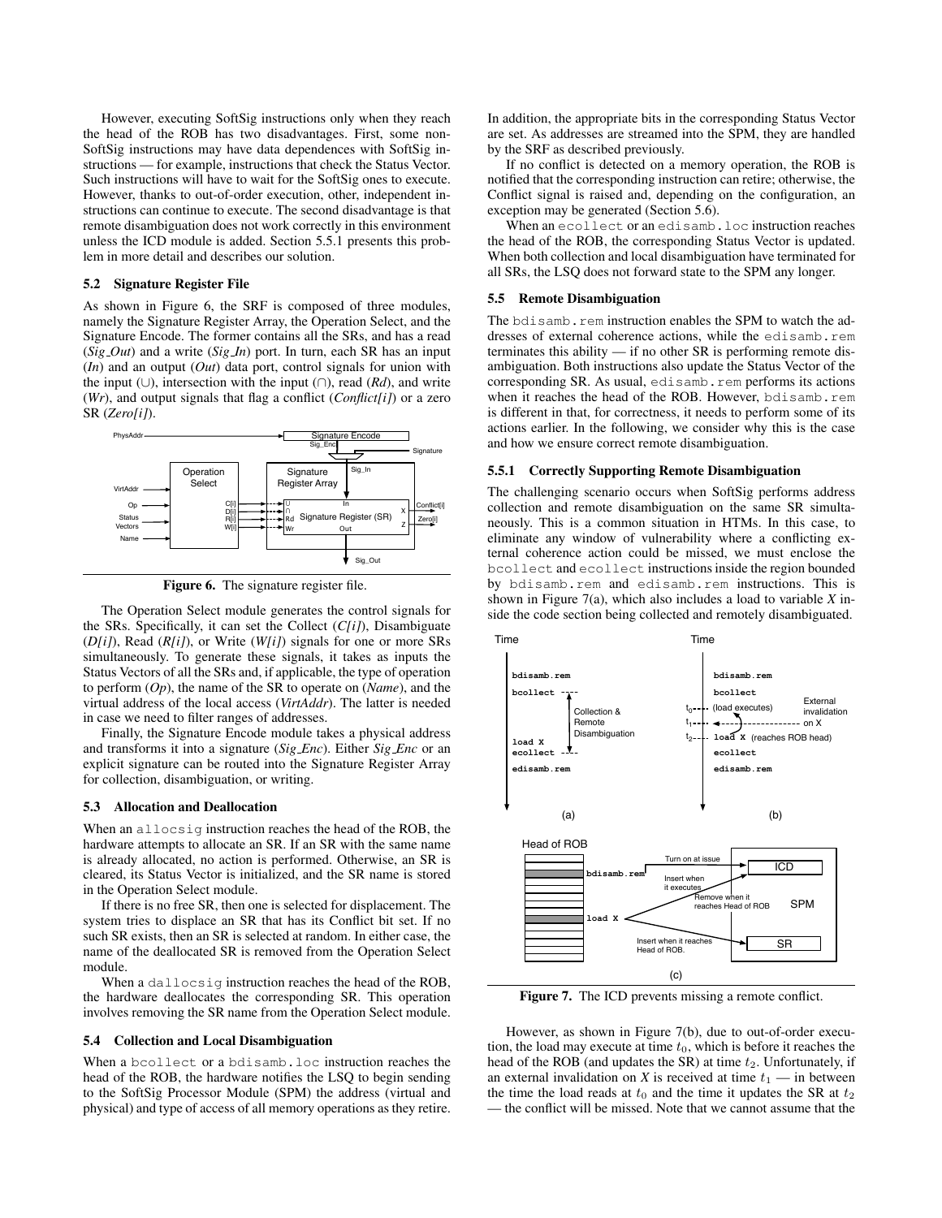However, executing SoftSig instructions only when they reach the head of the ROB has two disadvantages. First, some non-SoftSig instructions may have data dependences with SoftSig instructions — for example, instructions that check the Status Vector. Such instructions will have to wait for the SoftSig ones to execute. However, thanks to out-of-order execution, other, independent instructions can continue to execute. The second disadvantage is that remote disambiguation does not work correctly in this environment unless the ICD module is added. Section 5.5.1 presents this problem in more detail and describes our solution.

### 5.2 Signature Register File

As shown in Figure 6, the SRF is composed of three modules, namely the Signature Register Array, the Operation Select, and the Signature Encode. The former contains all the SRs, and has a read (*Sig_Out*) and a write (*Sig_In*) port. In turn, each SR has an input (*In*) and an output (*Out*) data port, control signals for union with the input (∪), intersection with the input (∩), read (*Rd*), and write (*Wr*), and output signals that flag a conflict (*Conflict[i]*) or a zero SR (*Zero[i]*).

**Figure 6.** The signature register file.

The Operation Select module generates the control signals for the SRs. Specifically, it can set the Collect (*C[i]*), Disambiguate (*D[i]*), Read (*R[i]*), or Write (*W[i]*) signals for one or more SRs simultaneously. To generate these signals, it takes as inputs the Status Vectors of all the SRs and, if applicable, the type of operation to perform (*Op*), the name of the SR to operate on (*Name*), and the virtual address of the local access (*VirtAddr*). The latter is needed in case we need to filter ranges of addresses.

Finally, the Signature Encode module takes a physical address and transforms it into a signature (*Sig_Enc*). Either *Sig_Enc* or an explicit signature can be routed into the Signature Register Array for collection, disambiguation, or writing.

### 5.3 Allocation and Deallocation

When an `allocsig` instruction reaches the head of the ROB, the hardware attempts to allocate an SR. If an SR with the same name is already allocated, no action is performed. Otherwise, an SR is cleared, its Status Vector is initialized, and the SR name is stored in the Operation Select module.

If there is no free SR, then one is selected for displacement. The system tries to displace an SR that has its Conflict bit set. If no such SR exists, then an SR is selected at random. In either case, the name of the deallocated SR is removed from the Operation Select module.

When a `dallocsig` instruction reaches the head of the ROB, the hardware deallocates the corresponding SR. This operation involves removing the SR name from the Operation Select module.

### 5.4 Collection and Local Disambiguation

When a `bcollect` or a `bdisamb.loc` instruction reaches the head of the ROB, the hardware notifies the LSQ to begin sending to the SoftSig Processor Module (SPM) the address (virtual and physical) and type of access of all memory operations as they retire. In addition, the appropriate bits in the corresponding Status Vector are set. As addresses are streamed into the SPM, they are handled by the SRF as described previously.

If no conflict is detected on a memory operation, the ROB is notified that the corresponding instruction can retire; otherwise, the Conflict signal is raised and, depending on the configuration, an exception may be generated (Section 5.6).

When an `ecollect` or an `edisamb.loc` instruction reaches the head of the ROB, the corresponding Status Vector is updated. When both collection and local disambiguation have terminated for all SRs, the LSQ does not forward state to the SPM any longer.

### 5.5 Remote Disambiguation

The `bdisamb.rem` instruction enables the SPM to watch the addresses of external coherence actions, while the `edisamb.rem` terminates this ability — if no other SR is performing remote disambiguation. Both instructions also update the Status Vector of the corresponding SR. As usual, `edisamb.rem` performs its actions when it reaches the head of the ROB. However, `bdisamb.rem` is different in that, for correctness, it needs to perform some of its actions earlier. In the following, we consider why this is the case and how we ensure correct remote disambiguation.

#### 5.5.1 Correctly Supporting Remote Disambiguation

The challenging scenario occurs when SoftSig performs address collection and remote disambiguation on the same SR simultaneously. This is a common situation in HTMs. In this case, to eliminate any window of vulnerability where a conflicting external coherence action could be missed, we must enclose the `bcollect` and `ecollect` instructions inside the region bounded by `bdisamb.rem` and `edisamb.rem` instructions. This is shown in Figure 7(a), which also includes a load to variable *X* inside the code section being collected and remotely disambiguated.

**Figure 7.** The ICD prevents missing a remote conflict.

However, as shown in Figure 7(b), due to out-of-order execution, the load may execute at time $t_0$, which is before it reaches the head of the ROB (and updates the SR) at time $t_2$. Unfortunately, if an external invalidation on *X* is received at time $t_1$ — in between the time the load reads at $t_0$ and the time it updates the SR at $t_2$ — the conflict will be missed. Note that we cannot assume that the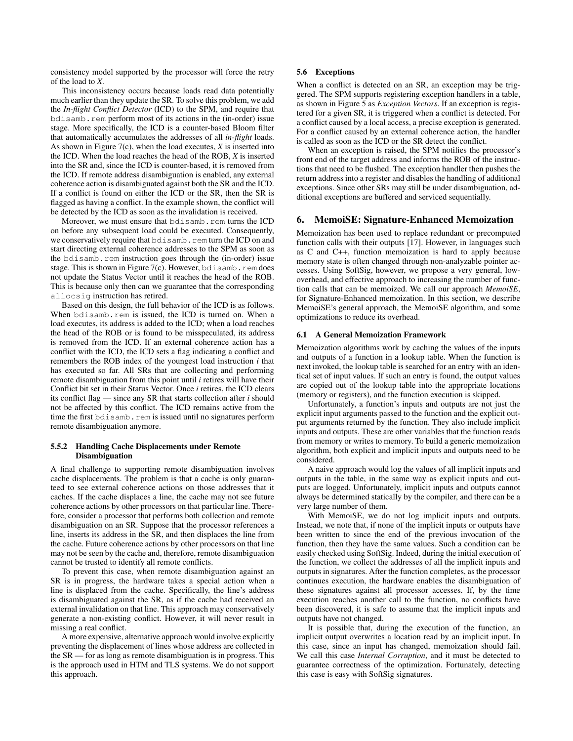consistency model supported by the processor will force the retry of the load to *X*.

This inconsistency occurs because loads read data potentially much earlier than they update the SR. To solve this problem, we add the *In-flight Conflict Detector* (ICD) to the SPM, and require that `bdisamb.rem` perform most of its actions in the (in-order) issue stage. More specifically, the ICD is a counter-based Bloom filter that automatically accumulates the addresses of all *in-flight* loads. As shown in Figure 7(c), when the load executes, *X* is inserted into the ICD. When the load reaches the head of the ROB, *X* is inserted into the SR and, since the ICD is counter-based, it is removed from the ICD. If remote address disambiguation is enabled, any external coherence action is disambiguated against both the SR and the ICD. If a conflict is found on either the ICD or the SR, then the SR is flagged as having a conflict. In the example shown, the conflict will be detected by the ICD as soon as the invalidation is received.

Moreover, we must ensure that `bdisamb.rem` turns the ICD on before any subsequent load could be executed. Consequently, we conservatively require that `bdisamb.rem` turn the ICD on and start directing external coherence addresses to the SPM as soon as the `bdisamb.rem` instruction goes through the (in-order) issue stage. This is shown in Figure 7(c). However, `bdisamb.rem` does not update the Status Vector until it reaches the head of the ROB. This is because only then can we guarantee that the corresponding `allocsig` instruction has retired.

Based on this design, the full behavior of the ICD is as follows. When `bdisamb.rem` is issued, the ICD is turned on. When a load executes, its address is added to the ICD; when a load reaches the head of the ROB or is found to be misspeculated, its address is removed from the ICD. If an external coherence action has a conflict with the ICD, the ICD sets a flag indicating a conflict and remembers the ROB index of the youngest load instruction *i* that has executed so far. All SRs that are collecting and performing remote disambiguation from this point until *i* retires will have their Conflict bit set in their Status Vector. Once *i* retires, the ICD clears its conflict flag — since any SR that starts collection after *i* should not be affected by this conflict. The ICD remains active from the time the first `bdisamb.rem` is issued until no signatures perform remote disambiguation anymore.

#### 5.5.2 Handling Cache Displacements under Remote Disambiguation

A final challenge to supporting remote disambiguation involves cache displacements. The problem is that a cache is only guaranteed to see external coherence actions on those addresses that it caches. If the cache displaces a line, the cache may not see future coherence actions by other processors on that particular line. Therefore, consider a processor that performs both collection and remote disambiguation on an SR. Suppose that the processor references a line, inserts its address in the SR, and then displaces the line from the cache. Future coherence actions by other processors on that line may not be seen by the cache and, therefore, remote disambiguation cannot be trusted to identify all remote conflicts.

To prevent this case, when remote disambiguation against an SR is in progress, the hardware takes a special action when a line is displaced from the cache. Specifically, the line's address is disambiguated against the SR, as if the cache had received an external invalidation on that line. This approach may conservatively generate a non-existing conflict. However, it will never result in missing a real conflict.

A more expensive, alternative approach would involve explicitly preventing the displacement of lines whose address are collected in the SR — for as long as remote disambiguation is in progress. This is the approach used in HTM and TLS systems. We do not support this approach.

### 5.6 Exceptions

When a conflict is detected on an SR, an exception may be triggered. The SPM supports registering exception handlers in a table, as shown in Figure 5 as *Exception Vectors*. If an exception is registered for a given SR, it is triggered when a conflict is detected. For a conflict caused by a local access, a precise exception is generated. For a conflict caused by an external coherence action, the handler is called as soon as the ICD or the SR detect the conflict.

When an exception is raised, the SPM notifies the processor's front end of the target address and informs the ROB of the instructions that need to be flushed. The exception handler then pushes the return address into a register and disables the handling of additional exceptions. Since other SRs may still be under disambiguation, additional exceptions are buffered and serviced sequentially.

## 6. MemoiSE: Signature-Enhanced Memoization

Memoization has been used to replace redundant or precomputed function calls with their outputs [17]. However, in languages such as C and C++, function memoization is hard to apply because memory state is often changed through non-analyzable pointer accesses. Using SoftSig, however, we propose a very general, low-overhead, and effective approach to increasing the number of function calls that can be memoized. We call our approach *MemoiSE*, for Signature-Enhanced memoization. In this section, we describe MemoiSE's general approach, the MemoiSE algorithm, and some optimizations to reduce its overhead.

### 6.1 A General Memoization Framework

Memoization algorithms work by caching the values of the inputs and outputs of a function in a lookup table. When the function is next invoked, the lookup table is searched for an entry with an identical set of input values. If such an entry is found, the output values are copied out of the lookup table into the appropriate locations (memory or registers), and the function execution is skipped.

Unfortunately, a function's inputs and outputs are not just the explicit input arguments passed to the function and the explicit output arguments returned by the function. They also include implicit inputs and outputs. These are other variables that the function reads from memory or writes to memory. To build a generic memoization algorithm, both explicit and implicit inputs and outputs need to be considered.

A naive approach would log the values of all implicit inputs and outputs in the table, in the same way as explicit inputs and outputs are logged. Unfortunately, implicit inputs and outputs cannot always be determined statically by the compiler, and there can be a very large number of them.

With MemoiSE, we do not log implicit inputs and outputs. Instead, we note that, if none of the implicit inputs or outputs have been written to since the end of the previous invocation of the function, then they have the same values. Such a condition can be easily checked using SoftSig. Indeed, during the initial execution of the function, we collect the addresses of all the implicit inputs and outputs in signatures. After the function completes, as the processor continues execution, the hardware enables the disambiguation of these signatures against all processor accesses. If, by the time execution reaches another call to the function, no conflicts have been discovered, it is safe to assume that the implicit inputs and outputs have not changed.

It is possible that, during the execution of the function, an implicit output overwrites a location read by an implicit input. In this case, since an input has changed, memoization should fail. We call this case *Internal Corruption*, and it must be detected to guarantee correctness of the optimization. Fortunately, detecting this case is easy with SoftSig signatures.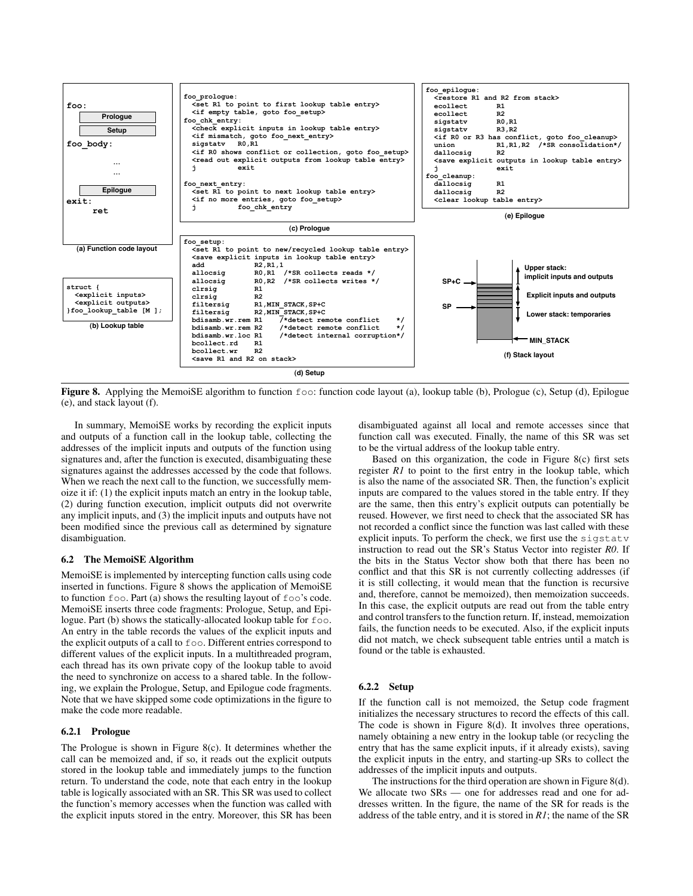```
foo:
   Prologue
   Setup
foo_body:
   ...
   ...
   Epilogue
exit:
     ret
```

(a) Function code layout

```
struct {
  <explicit inputs>
  <explicit outputs>
}foo_lookup_table [M ];
```

(b) Lookup table

```
foo_prologue:
  <set R1 to point to first lookup table entry>
  <if empty table, goto foo_setup>
foo_chk_entry:
  <check explicit inputs in lookup table entry>
  <if mismatch, goto foo_next_entry>
  sigstatv   R0,R1
  <if R0 shows conflict or collection, goto foo_setup>
  <read out explicit outputs from lookup table entry>
  j          exit

foo_next_entry:
  <set R1 to point to next lookup table entry>
  <if no more entries, goto foo_setup>
  j          foo_chk_entry
```

(c) Prologue

```
foo_setup:
  <set R1 to point to new/recycled lookup table entry>
  <save explicit inputs in lookup table entry>
  add            R2,R1,1
  allocsig       R0,R1  /*SR collects reads */
  allocsig       R0,R2  /*SR collects writes */
  clrsig         R1
  clrsig         R2
  filtersig      R1,MIN_STACK,SP+C
  filtersig      R2,MIN_STACK,SP+C
  bdisamb.wr.rem R1    /*detect remote conflict     */
  bdisamb.wr.rem R2    /*detect remote conflict     */
  bdisamb.wr.loc R1    /*detect internal corruption*/
  bcollect.rd    R1
  bcollect.wr    R2
  <save R1 and R2 on stack>
```

(d) Setup

```
foo_epilogue:
  <restore R1 and R2 from stack>
  ecollect      R1
  ecollect      R2
  sigstatv      R0,R1
  sigstatv      R3,R2
  <if R0 or R3 has conflict, goto foo_cleanup>
  union         R1,R1,R2  /*SR consolidation*/
  dallocsig     R2
  <save explicit outputs in lookup table entry>
  j             exit
foo_cleanup:
  dallocsig     R1
  dallocsig     R2
  <clear lookup table entry>
```

(e) Epilogue

SP+C, SP, MIN_STACK — Upper stack: implicit inputs and outputs; Explicit inputs and outputs; Lower stack: temporaries

(f) Stack layout

**Figure 8.** Applying the MemoiSE algorithm to function `foo`: function code layout (a), lookup table (b), Prologue (c), Setup (d), Epilogue (e), and stack layout (f).

In summary, MemoiSE works by recording the explicit inputs and outputs of a function call in the lookup table, collecting the addresses of the implicit inputs and outputs of the function using signatures and, after the function is executed, disambiguating these signatures against the addresses accessed by the code that follows. When we reach the next call to the function, we successfully memoize it if: (1) the explicit inputs match an entry in the lookup table, (2) during function execution, implicit outputs did not overwrite any implicit inputs, and (3) the implicit inputs and outputs have not been modified since the previous call as determined by signature disambiguation.

### 6.2 The MemoiSE Algorithm

MemoiSE is implemented by intercepting function calls using code inserted in functions. Figure 8 shows the application of MemoiSE to function `foo`. Part (a) shows the resulting layout of `foo`'s code. MemoiSE inserts three code fragments: Prologue, Setup, and Epilogue. Part (b) shows the statically-allocated lookup table for `foo`. An entry in the table records the values of the explicit inputs and the explicit outputs of a call to `foo`. Different entries correspond to different values of the explicit inputs. In a multithreaded program, each thread has its own private copy of the lookup table to avoid the need to synchronize on access to a shared table. In the following, we explain the Prologue, Setup, and Epilogue code fragments. Note that we have skipped some code optimizations in the figure to make the code more readable.

#### 6.2.1 Prologue

The Prologue is shown in Figure 8(c). It determines whether the call can be memoized and, if so, it reads out the explicit outputs stored in the lookup table and immediately jumps to the function return. To understand the code, note that each entry in the lookup table is logically associated with an SR. This SR was used to collect the function's memory accesses when the function was called with the explicit inputs stored in the entry. Moreover, this SR has been disambiguated against all local and remote accesses since that function call was executed. Finally, the name of this SR was set to be the virtual address of the lookup table entry.

Based on this organization, the code in Figure 8(c) first sets register *R1* to point to the first entry in the lookup table, which is also the name of the associated SR. Then, the function's explicit inputs are compared to the values stored in the table entry. If they are the same, then this entry's explicit outputs can potentially be reused. However, we first need to check that the associated SR has not recorded a conflict since the function was last called with these explicit inputs. To perform the check, we first use the `sigstatv` instruction to read out the SR's Status Vector into register *R0*. If the bits in the Status Vector show both that there has been no conflict and that this SR is not currently collecting addresses (if it is still collecting, it would mean that the function is recursive and, therefore, cannot be memoized), then memoization succeeds. In this case, the explicit outputs are read out from the table entry and control transfers to the function return. If, instead, memoization fails, the function needs to be executed. Also, if the explicit inputs did not match, we check subsequent table entries until a match is found or the table is exhausted.

#### 6.2.2 Setup

If the function call is not memoized, the Setup code fragment initializes the necessary structures to record the effects of this call. The code is shown in Figure 8(d). It involves three operations, namely obtaining a new entry in the lookup table (or recycling the entry that has the same explicit inputs, if it already exists), saving the explicit inputs in the entry, and starting-up SRs to collect the addresses of the implicit inputs and outputs.

The instructions for the third operation are shown in Figure 8(d). We allocate two SRs — one for addresses read and one for addresses written. In the figure, the name of the SR for reads is the address of the table entry, and it is stored in *R1*; the name of the SR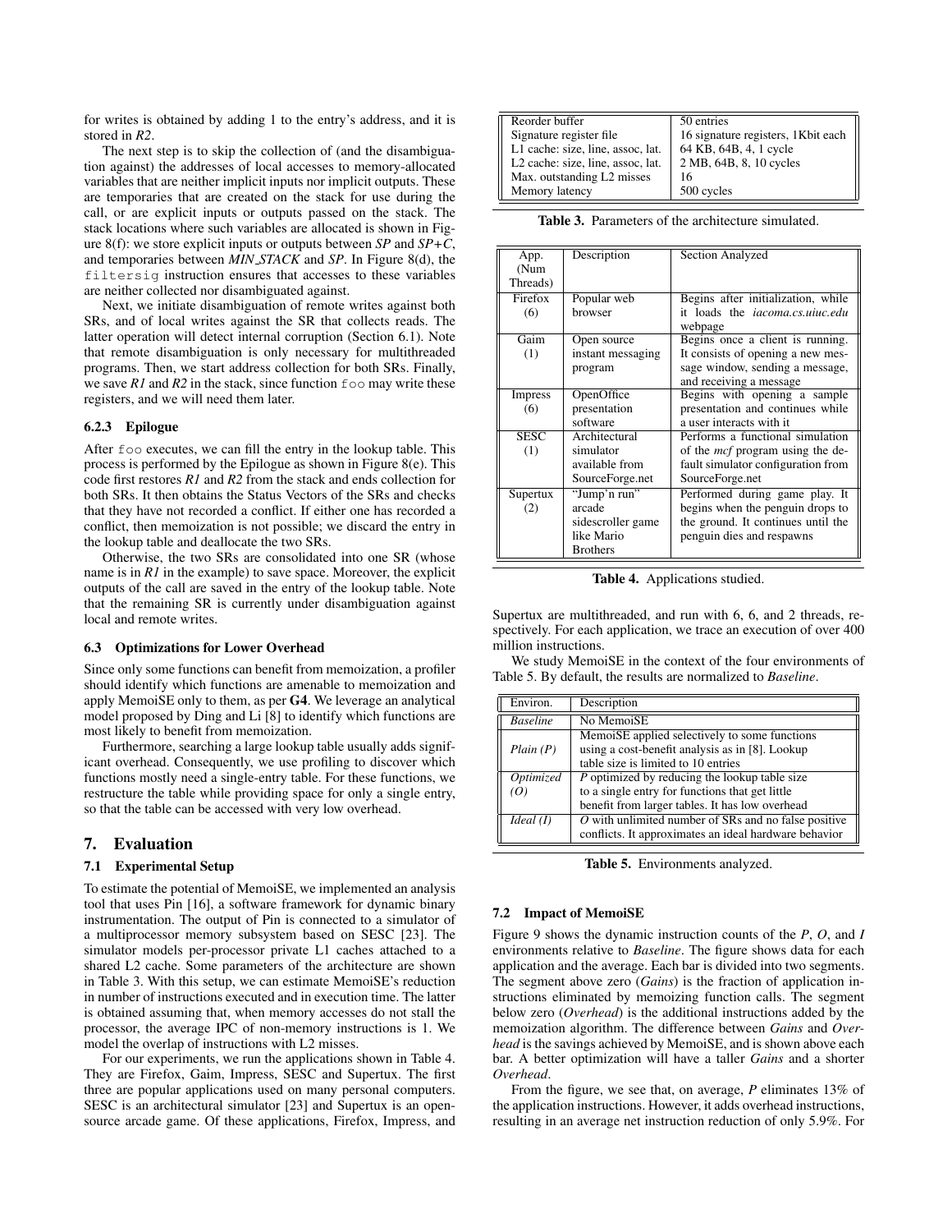for writes is obtained by adding 1 to the entry's address, and it is stored in *R2*.

The next step is to skip the collection of (and the disambiguation against) the addresses of local accesses to memory-allocated variables that are neither implicit inputs nor implicit outputs. These are temporaries that are created on the stack for use during the call, or are explicit inputs or outputs passed on the stack. The stack locations where such variables are allocated is shown in Figure 8(f): we store explicit inputs or outputs between *SP* and *SP+C*, and temporaries between *MIN_STACK* and *SP*. In Figure 8(d), the `filtersig` instruction ensures that accesses to these variables are neither collected nor disambiguated against.

Next, we initiate disambiguation of remote writes against both SRs, and of local writes against the SR that collects reads. The latter operation will detect internal corruption (Section 6.1). Note that remote disambiguation is only necessary for multithreaded programs. Then, we start address collection for both SRs. Finally, we save *R1* and *R2* in the stack, since function `foo` may write these registers, and we will need them later.

#### 6.2.3 Epilogue

After `foo` executes, we can fill the entry in the lookup table. This process is performed by the Epilogue as shown in Figure 8(e). This code first restores *R1* and *R2* from the stack and ends collection for both SRs. It then obtains the Status Vectors of the SRs and checks that they have not recorded a conflict. If either one has recorded a conflict, then memoization is not possible; we discard the entry in the lookup table and deallocate the two SRs.

Otherwise, the two SRs are consolidated into one SR (whose name is in *R1* in the example) to save space. Moreover, the explicit outputs of the call are saved in the entry of the lookup table. Note that the remaining SR is currently under disambiguation against local and remote writes.

### 6.3 Optimizations for Lower Overhead

Since only some functions can benefit from memoization, a profiler should identify which functions are amenable to memoization and apply MemoiSE only to them, as per **G4**. We leverage an analytical model proposed by Ding and Li [8] to identify which functions are most likely to benefit from memoization.

Furthermore, searching a large lookup table usually adds significant overhead. Consequently, we use profiling to discover which functions mostly need a single-entry table. For these functions, we restructure the table while providing space for only a single entry, so that the table can be accessed with very low overhead.

## 7. Evaluation

### 7.1 Experimental Setup

To estimate the potential of MemoiSE, we implemented an analysis tool that uses Pin [16], a software framework for dynamic binary instrumentation. The output of Pin is connected to a simulator of a multiprocessor memory subsystem based on SESC [23]. The simulator models per-processor private L1 caches attached to a shared L2 cache. Some parameters of the architecture are shown in Table 3. With this setup, we can estimate MemoiSE's reduction in number of instructions executed and in execution time. The latter is obtained assuming that, when memory accesses do not stall the processor, the average IPC of non-memory instructions is 1. We model the overlap of instructions with L2 misses.

For our experiments, we run the applications shown in Table 4. They are Firefox, Gaim, Impress, SESC and Supertux. The first three are popular applications used on many personal computers. SESC is an architectural simulator [23] and Supertux is an open-source arcade game. Of these applications, Firefox, Impress, and Supertux are multithreaded, and run with 6, 6, and 2 threads, respectively. For each application, we trace an execution of over 400 million instructions.

We study MemoiSE in the context of the four environments of Table 5. By default, the results are normalized to *Baseline*.

| | |
|---|---|
| Reorder buffer | 50 entries |
| Signature register file | 16 signature registers, 1Kbit each |
| L1 cache: size, line, assoc, lat. | 64 KB, 64B, 4, 1 cycle |
| L2 cache: size, line, assoc, lat. | 2 MB, 64B, 8, 10 cycles |
| Max. outstanding L2 misses | 16 |
| Memory latency | 500 cycles |

**Table 3.** Parameters of the architecture simulated.

| App. (Num Threads) | Description | Section Analyzed |
|---|---|---|
| Firefox (6) | Popular web browser | Begins after initialization, while it loads the *iacoma.cs.uiuc.edu* webpage |
| Gaim (1) | Open source instant messaging program | Begins once a client is running. It consists of opening a new message window, sending a message, and receiving a message |
| Impress (6) | OpenOffice presentation software | Begins with opening a sample presentation and continues while a user interacts with it |
| SESC (1) | Architectural simulator available from SourceForge.net | Performs a functional simulation of the *mcf* program using the default simulator configuration from SourceForge.net |
| Supertux (2) | "Jump'n run" arcade sidescroller game like Mario Brothers | Performed during game play. It begins when the penguin drops to the ground. It continues until the penguin dies and respawns |

**Table 4.** Applications studied.

| Environ. | Description |
|---|---|
| *Baseline* | No MemoiSE |
| *Plain (P)* | MemoiSE applied selectively to some functions using a cost-benefit analysis as in [8]. Lookup table size is limited to 10 entries |
| *Optimized (O)* | *P* optimized by reducing the lookup table size to a single entry for functions that get little benefit from larger tables. It has low overhead |
| *Ideal (I)* | *O* with unlimited number of SRs and no false positive conflicts. It approximates an ideal hardware behavior |

**Table 5.** Environments analyzed.

### 7.2 Impact of MemoiSE

Figure 9 shows the dynamic instruction counts of the *P*, *O*, and *I* environments relative to *Baseline*. The figure shows data for each application and the average. Each bar is divided into two segments. The segment above zero (*Gains*) is the fraction of application instructions eliminated by memoizing function calls. The segment below zero (*Overhead*) is the additional instructions added by the memoization algorithm. The difference between *Gains* and *Overhead* is the savings achieved by MemoiSE, and is shown above each bar. A better optimization will have a taller *Gains* and a shorter *Overhead*.

From the figure, we see that, on average, *P* eliminates 13% of the application instructions. However, it adds overhead instructions, resulting in an average net instruction reduction of only 5.9%. For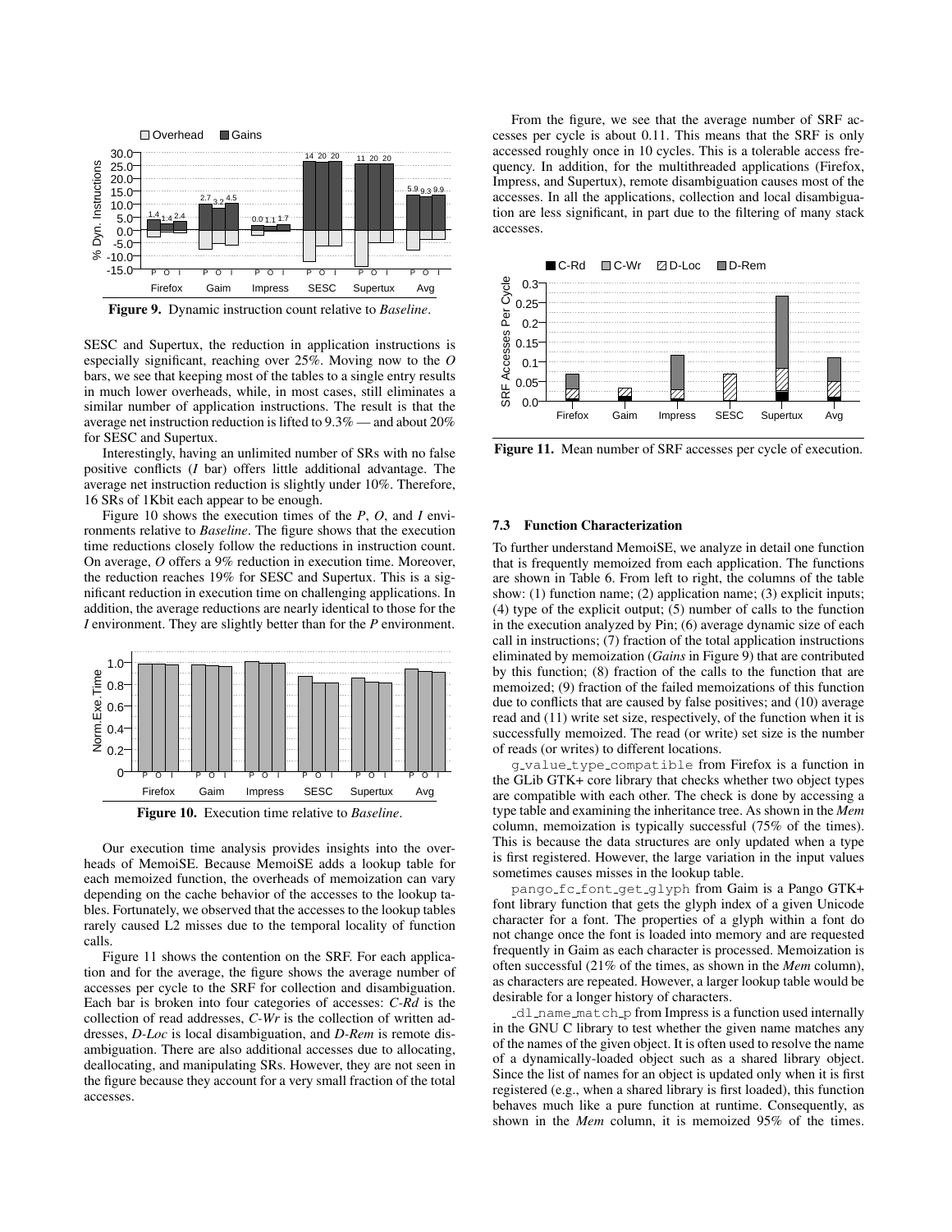Figure 9. Dynamic instruction count relative to *Baseline*.

SESC and Supertux, the reduction in application instructions is especially significant, reaching over 25%. Moving now to the *O* bars, we see that keeping most of the tables to a single entry results in much lower overheads, while, in most cases, still eliminates a similar number of application instructions. The result is that the average net instruction reduction is lifted to 9.3% — and about 20% for SESC and Supertux.

Interestingly, having an unlimited number of SRs with no false positive conflicts (*I* bar) offers little additional advantage. The average net instruction reduction is slightly under 10%. Therefore, 16 SRs of 1Kbit each appear to be enough.

Figure 10 shows the execution times of the *P*, *O*, and *I* environments relative to *Baseline*. The figure shows that the execution time reductions closely follow the reductions in instruction count. On average, *O* offers a 9% reduction in execution time. Moreover, the reduction reaches 19% for SESC and Supertux. This is a significant reduction in execution time on challenging applications. In addition, the average reductions are nearly identical to those for the *I* environment. They are slightly better than for the *P* environment.

Figure 10. Execution time relative to *Baseline*.

Our execution time analysis provides insights into the overheads of MemoiSE. Because MemoiSE adds a lookup table for each memoized function, the overheads of memoization can vary depending on the cache behavior of the accesses to the lookup tables. Fortunately, we observed that the accesses to the lookup tables rarely caused L2 misses due to the temporal locality of function calls.

Figure 11 shows the contention on the SRF. For each application and for the average, the figure shows the average number of accesses per cycle to the SRF for collection and disambiguation. Each bar is broken into four categories of accesses: *C-Rd* is the collection of read addresses, *C-Wr* is the collection of written addresses, *D-Loc* is local disambiguation, and *D-Rem* is remote disambiguation. There are also additional accesses due to allocating, deallocating, and manipulating SRs. However, they are not seen in the figure because they account for a very small fraction of the total accesses.

From the figure, we see that the average number of SRF accesses per cycle is about 0.11. This means that the SRF is only accessed roughly once in 10 cycles. This is a tolerable access frequency. In addition, for the multithreaded applications (Firefox, Impress, and Supertux), remote disambiguation causes most of the accesses. In all the applications, collection and local disambiguation are less significant, in part due to the filtering of many stack accesses.

Figure 11. Mean number of SRF accesses per cycle of execution.

### 7.3 Function Characterization

To further understand MemoiSE, we analyze in detail one function that is frequently memoized from each application. The functions are shown in Table 6. From left to right, the columns of the table show: (1) function name; (2) application name; (3) explicit inputs; (4) type of the explicit output; (5) number of calls to the function in the execution analyzed by Pin; (6) average dynamic size of each call in instructions; (7) fraction of the total application instructions eliminated by memoization (*Gains* in Figure 9) that are contributed by this function; (8) fraction of the calls to the function that are memoized; (9) fraction of the failed memoizations of this function due to conflicts that are caused by false positives; and (10) average read and (11) write set size, respectively, of the function when it is successfully memoized. The read (or write) set size is the number of reads (or writes) to different locations.

`g_value_type_compatible` from Firefox is a function in the GLib GTK+ core library that checks whether two object types are compatible with each other. The check is done by accessing a type table and examining the inheritance tree. As shown in the *Mem* column, memoization is typically successful (75% of the times). This is because the data structures are only updated when a type is first registered. However, the large variation in the input values sometimes causes misses in the lookup table.

`pango_fc_font_get_glyph` from Gaim is a Pango GTK+ font library function that gets the glyph index of a given Unicode character for a font. The properties of a glyph within a font do not change once the font is loaded into memory and are requested frequently in Gaim as each character is processed. Memoization is often successful (21% of the times, as shown in the *Mem* column), as characters are repeated. However, a larger lookup table would be desirable for a longer history of characters.

`_dl_name_match_p` from Impress is a function used internally in the GNU C library to test whether the given name matches any of the names of the given object. It is often used to resolve the name of a dynamically-loaded object such as a shared library object. Since the list of names for an object is updated only when it is first registered (e.g., when a shared library is first loaded), this function behaves much like a pure function at runtime. Consequently, as shown in the *Mem* column, it is memoized 95% of the times.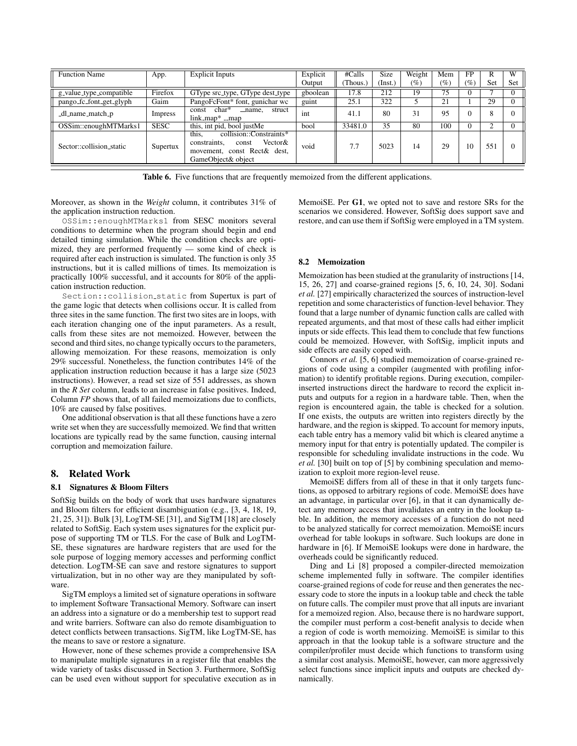| Function Name | App. | Explicit Inputs | Explicit Output | #Calls (Thous.) | Size (Inst.) | Weight (%) | Mem (%) | FP (%) | R Set | W Set |
|---|---|---|---|---|---|---|---|---|---|---|
| g_value_type_compatible | Firefox | GType src_type, GType dest_type | gboolean | 17.8 | 212 | 19 | 75 | 0 | 7 | 0 |
| pango_fc_font_get_glyph | Gaim | PangoFcFont* font, gunichar wc | guint | 25.1 | 322 | 5 | 21 | 1 | 29 | 0 |
| _dl_name_match_p | Impress | const char* __name, struct link_map* __map | int | 41.1 | 80 | 31 | 95 | 0 | 8 | 0 |
| OSSim::enoughMTMarks1 | SESC | this, int pid, bool justMe | bool | 33481.0 | 35 | 80 | 100 | 0 | 2 | 0 |
| Sector::collision_static | Supertux | this, collision::Constraints* constraints, const Vector& movement, const Rect& dest, GameObject& object | void | 7.7 | 5023 | 14 | 29 | 10 | 551 | 0 |

**Table 6.** Five functions that are frequently memoized from the different applications.

Moreover, as shown in the *Weight* column, it contributes 31% of the application instruction reduction.

OSSim::enoughMTMarks1 from SESC monitors several conditions to determine when the program should begin and end detailed timing simulation. While the condition checks are optimized, they are performed frequently — some kind of check is required after each instruction is simulated. The function is only 35 instructions, but it is called millions of times. Its memoization is practically 100% successful, and it accounts for 80% of the application instruction reduction.

Section::collision_static from Supertux is part of the game logic that detects when collisions occur. It is called from three sites in the same function. The first two sites are in loops, with each iteration changing one of the input parameters. As a result, calls from these sites are not memoized. However, between the second and third sites, no change typically occurs to the parameters, allowing memoization. For these reasons, memoization is only 29% successful. Nonetheless, the function contributes 14% of the application instruction reduction because it has a large size (5023 instructions). However, a read set size of 551 addresses, as shown in the *R Set* column, leads to an increase in false positives. Indeed, Column *FP* shows that, of all failed memoizations due to conflicts, 10% are caused by false positives.

One additional observation is that all these functions have a zero write set when they are successfully memoized. We find that written locations are typically read by the same function, causing internal corruption and memoization failure.

# 8. Related Work

## 8.1 Signatures & Bloom Filters

SoftSig builds on the body of work that uses hardware signatures and Bloom filters for efficient disambiguation (e.g., [3, 4, 18, 19, 21, 25, 31]). Bulk [3], LogTM-SE [31], and SigTM [18] are closely related to SoftSig. Each system uses signatures for the explicit purpose of supporting TM or TLS. For the case of Bulk and LogTM-SE, these signatures are hardware registers that are used for the sole purpose of logging memory accesses and performing conflict detection. LogTM-SE can save and restore signatures to support virtualization, but in no other way are they manipulated by software.

SigTM employs a limited set of signature operations in software to implement Software Transactional Memory. Software can insert an address into a signature or do a membership test to support read and write barriers. Software can also do remote disambiguation to detect conflicts between transactions. SigTM, like LogTM-SE, has the means to save or restore a signature.

However, none of these schemes provide a comprehensive ISA to manipulate multiple signatures in a register file that enables the wide variety of tasks discussed in Section 3. Furthermore, SoftSig can be used even without support for speculative execution as in MemoiSE. Per **G1**, we opted not to save and restore SRs for the scenarios we considered. However, SoftSig does support save and restore, and can use them if SoftSig were employed in a TM system.

## 8.2 Memoization

Memoization has been studied at the granularity of instructions [14, 15, 26, 27] and coarse-grained regions [5, 6, 10, 24, 30]. Sodani *et al.* [27] empirically characterized the sources of instruction-level repetition and some characteristics of function-level behavior. They found that a large number of dynamic function calls are called with repeated arguments, and that most of these calls had either implicit inputs or side effects. This lead them to conclude that few functions could be memoized. However, with SoftSig, implicit inputs and side effects are easily coped with.

Connors *et al.* [5, 6] studied memoization of coarse-grained regions of code using a compiler (augmented with profiling information) to identify profitable regions. During execution, compiler-inserted instructions direct the hardware to record the explicit inputs and outputs for a region in a hardware table. Then, when the region is encountered again, the table is checked for a solution. If one exists, the outputs are written into registers directly by the hardware, and the region is skipped. To account for memory inputs, each table entry has a memory valid bit which is cleared anytime a memory input for that entry is potentially updated. The compiler is responsible for scheduling invalidate instructions in the code. Wu *et al.* [30] built on top of [5] by combining speculation and memoization to exploit more region-level reuse.

MemoiSE differs from all of these in that it only targets functions, as opposed to arbitrary regions of code. MemoiSE does have an advantage, in particular over [6], in that it can dynamically detect any memory access that invalidates an entry in the lookup table. In addition, the memory accesses of a function do not need to be analyzed statically for correct memoization. MemoiSE incurs overhead for table lookups in software. Such lookups are done in hardware in [6]. If MemoiSE lookups were done in hardware, the overheads could be significantly reduced.

Ding and Li [8] proposed a compiler-directed memoization scheme implemented fully in software. The compiler identifies coarse-grained regions of code for reuse and then generates the necessary code to store the inputs in a lookup table and check the table on future calls. The compiler must prove that all inputs are invariant for a memoized region. Also, because there is no hardware support, the compiler must perform a cost-benefit analysis to decide when a region of code is worth memoizing. MemoiSE is similar to this approach in that the lookup table is a software structure and the compiler/profiler must decide which functions to transform using a similar cost analysis. MemoiSE, however, can more aggressively select functions since implicit inputs and outputs are checked dynamically.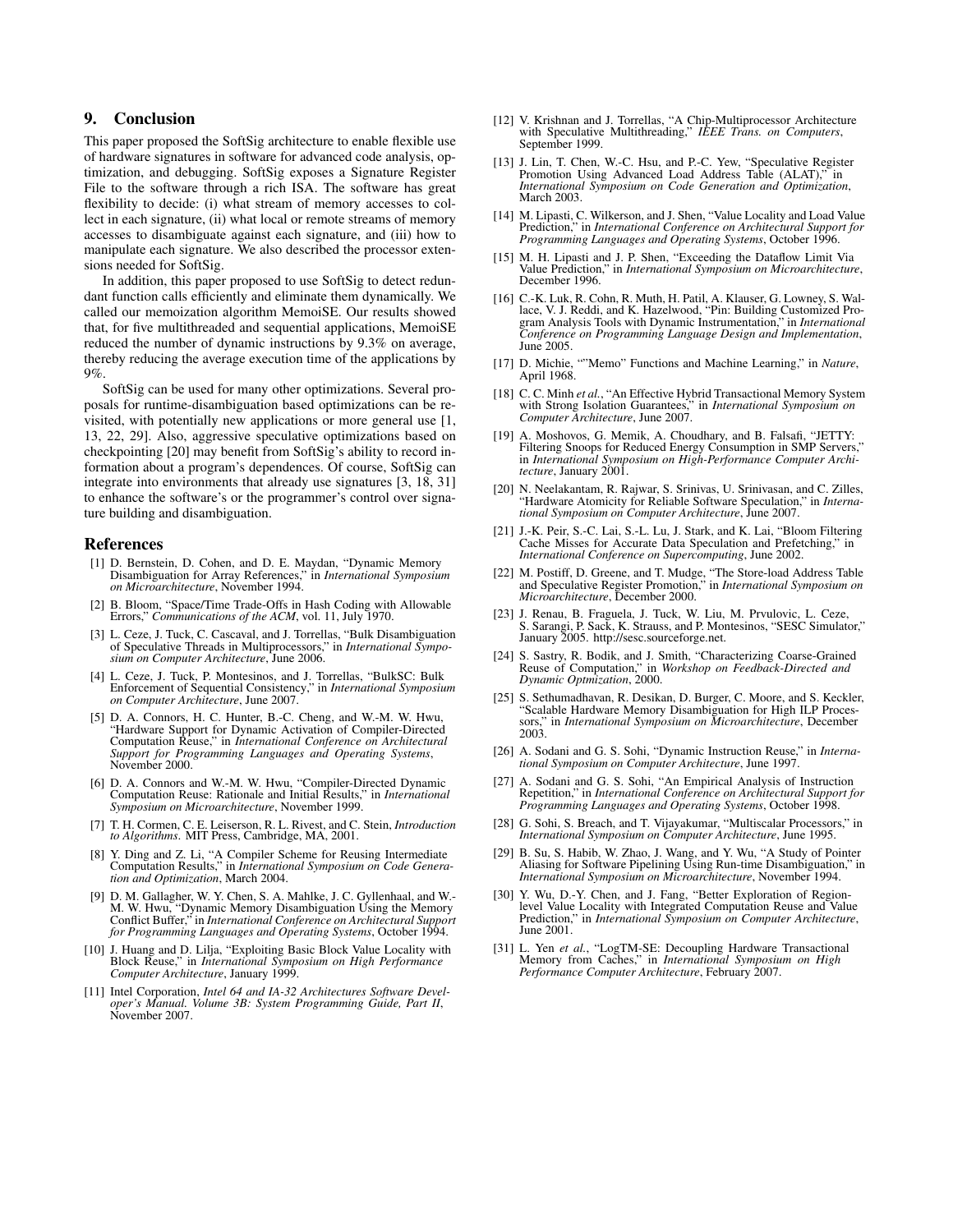## 9. Conclusion

This paper proposed the SoftSig architecture to enable flexible use of hardware signatures in software for advanced code analysis, optimization, and debugging. SoftSig exposes a Signature Register File to the software through a rich ISA. The software has great flexibility to decide: (i) what stream of memory accesses to collect in each signature, (ii) what local or remote streams of memory accesses to disambiguate against each signature, and (iii) how to manipulate each signature. We also described the processor extensions needed for SoftSig.

In addition, this paper proposed to use SoftSig to detect redundant function calls efficiently and eliminate them dynamically. We called our memoization algorithm MemoiSE. Our results showed that, for five multithreaded and sequential applications, MemoiSE reduced the number of dynamic instructions by 9.3% on average, thereby reducing the average execution time of the applications by 9%.

SoftSig can be used for many other optimizations. Several proposals for runtime-disambiguation based optimizations can be revisited, with potentially new applications or more general use [1, 13, 22, 29]. Also, aggressive speculative optimizations based on checkpointing [20] may benefit from SoftSig's ability to record information about a program's dependences. Of course, SoftSig can integrate into environments that already use signatures [3, 18, 31] to enhance the software's or the programmer's control over signature building and disambiguation.

## References

[1] D. Bernstein, D. Cohen, and D. E. Maydan, "Dynamic Memory Disambiguation for Array References," in *International Symposium on Microarchitecture*, November 1994.

[2] B. Bloom, "Space/Time Trade-Offs in Hash Coding with Allowable Errors," *Communications of the ACM*, vol. 11, July 1970.

[3] L. Ceze, J. Tuck, C. Cascaval, and J. Torrellas, "Bulk Disambiguation of Speculative Threads in Multiprocessors," in *International Symposium on Computer Architecture*, June 2006.

[4] L. Ceze, J. Tuck, P. Montesinos, and J. Torrellas, "BulkSC: Bulk Enforcement of Sequential Consistency," in *International Symposium on Computer Architecture*, June 2007.

[5] D. A. Connors, H. C. Hunter, B.-C. Cheng, and W.-M. W. Hwu, "Hardware Support for Dynamic Activation of Compiler-Directed Computation Reuse," in *International Conference on Architectural Support for Programming Languages and Operating Systems*, November 2000.

[6] D. A. Connors and W.-M. W. Hwu, "Compiler-Directed Dynamic Computation Reuse: Rationale and Initial Results," in *International Symposium on Microarchitecture*, November 1999.

[7] T. H. Cormen, C. E. Leiserson, R. L. Rivest, and C. Stein, *Introduction to Algorithms*. MIT Press, Cambridge, MA, 2001.

[8] Y. Ding and Z. Li, "A Compiler Scheme for Reusing Intermediate Computation Results," in *International Symposium on Code Generation and Optimization*, March 2004.

[9] D. M. Gallagher, W. Y. Chen, S. A. Mahlke, J. C. Gyllenhaal, and W.-M. W. Hwu, "Dynamic Memory Disambiguation Using the Memory Conflict Buffer," in *International Conference on Architectural Support for Programming Languages and Operating Systems*, October 1994.

[10] J. Huang and D. Lilja, "Exploiting Basic Block Value Locality with Block Reuse," in *International Symposium on High Performance Computer Architecture*, January 1999.

[11] Intel Corporation, *Intel 64 and IA-32 Architectures Software Developer's Manual. Volume 3B: System Programming Guide, Part II*, November 2007.

[12] V. Krishnan and J. Torrellas, "A Chip-Multiprocessor Architecture with Speculative Multithreading," *IEEE Trans. on Computers*, September 1999.

[13] J. Lin, T. Chen, W.-C. Hsu, and P.-C. Yew, "Speculative Register Promotion Using Advanced Load Address Table (ALAT)," in *International Symposium on Code Generation and Optimization*, March 2003.

[14] M. Lipasti, C. Wilkerson, and J. Shen, "Value Locality and Load Value Prediction," in *International Conference on Architectural Support for Programming Languages and Operating Systems*, October 1996.

[15] M. H. Lipasti and J. P. Shen, "Exceeding the Dataflow Limit Via Value Prediction," in *International Symposium on Microarchitecture*, December 1996.

[16] C.-K. Luk, R. Cohn, R. Muth, H. Patil, A. Klauser, G. Lowney, S. Wallace, V. J. Reddi, and K. Hazelwood, "Pin: Building Customized Program Analysis Tools with Dynamic Instrumentation," in *International Conference on Programming Language Design and Implementation*, June 2005.

[17] D. Michie, ""Memo" Functions and Machine Learning," in *Nature*, April 1968.

[18] C. C. Minh *et al.*, "An Effective Hybrid Transactional Memory System with Strong Isolation Guarantees," in *International Symposium on Computer Architecture*, June 2007.

[19] A. Moshovos, G. Memik, A. Choudhary, and B. Falsafi, "JETTY: Filtering Snoops for Reduced Energy Consumption in SMP Servers," in *International Symposium on High-Performance Computer Architecture*, January 2001.

[20] N. Neelakantam, R. Rajwar, S. Srinivas, U. Srinivasan, and C. Zilles, "Hardware Atomicity for Reliable Software Speculation," in *International Symposium on Computer Architecture*, June 2007.

[21] J.-K. Peir, S.-C. Lai, S.-L. Lu, J. Stark, and K. Lai, "Bloom Filtering Cache Misses for Accurate Data Speculation and Prefetching," in *International Conference on Supercomputing*, June 2002.

[22] M. Postiff, D. Greene, and T. Mudge, "The Store-load Address Table and Speculative Register Promotion," in *International Symposium on Microarchitecture*, December 2000.

[23] J. Renau, B. Fraguela, J. Tuck, W. Liu, M. Prvulovic, L. Ceze, S. Sarangi, P. Sack, K. Strauss, and P. Montesinos, "SESC Simulator," January 2005. http://sesc.sourceforge.net.

[24] S. Sastry, R. Bodik, and J. Smith, "Characterizing Coarse-Grained Reuse of Computation," in *Workshop on Feedback-Directed and Dynamic Optmization*, 2000.

[25] S. Sethumadhavan, R. Desikan, D. Burger, C. Moore, and S. Keckler, "Scalable Hardware Memory Disambiguation for High ILP Processors," in *International Symposium on Microarchitecture*, December 2003.

[26] A. Sodani and G. S. Sohi, "Dynamic Instruction Reuse," in *International Symposium on Computer Architecture*, June 1997.

[27] A. Sodani and G. S. Sohi, "An Empirical Analysis of Instruction Repetition," in *International Conference on Architectural Support for Programming Languages and Operating Systems*, October 1998.

[28] G. Sohi, S. Breach, and T. Vijayakumar, "Multiscalar Processors," in *International Symposium on Computer Architecture*, June 1995.

[29] B. Su, S. Habib, W. Zhao, J. Wang, and Y. Wu, "A Study of Pointer Aliasing for Software Pipelining Using Run-time Disambiguation," in *International Symposium on Microarchitecture*, November 1994.

[30] Y. Wu, D.-Y. Chen, and J. Fang, "Better Exploration of Region-level Value Locality with Integrated Computation Reuse and Value Prediction," in *International Symposium on Computer Architecture*, June 2001.

[31] L. Yen *et al.*, "LogTM-SE: Decoupling Hardware Transactional Memory from Caches," in *International Symposium on High Performance Computer Architecture*, February 2007.